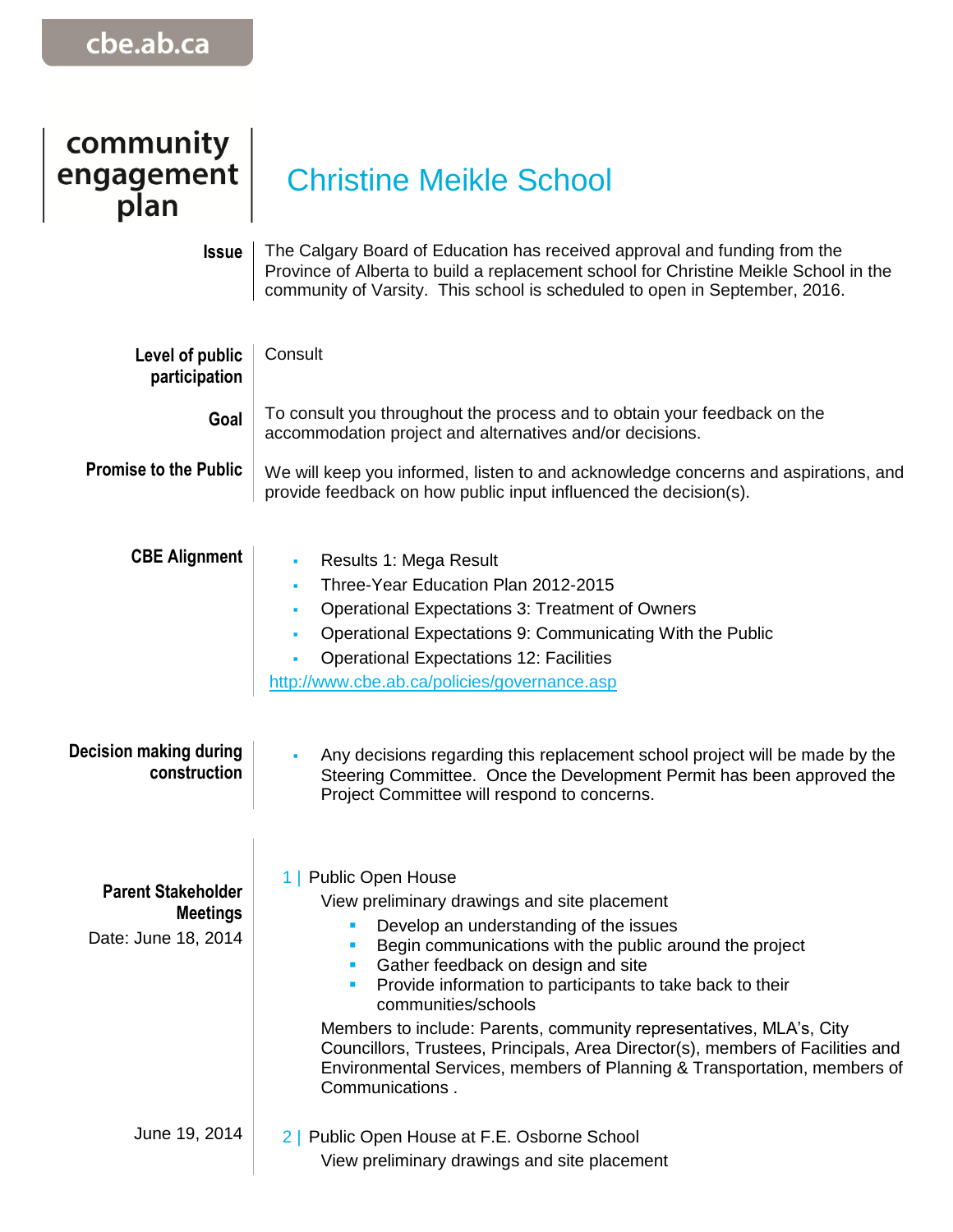cbe.ab.ca

# community engagement plan

# Christine Meikle School

**Issue**

The Calgary Board of Education has received approval and funding from the Province of Alberta to build a replacement school for Christine Meikle School in the community of Varsity. This school is scheduled to open in September, 2016.

**Level of public participation**

Consult

**Goal**

To consult you throughout the process and to obtain your feedback on the accommodation project and alternatives and/or decisions.

**Promise to the Public**

We will keep you informed, listen to and acknowledge concerns and aspirations, and provide feedback on how public input influenced the decision(s).

**CBE Alignment**

- Results 1: Mega Result
- Three-Year Education Plan 2012-2015
- Operational Expectations 3: Treatment of Owners
- Operational Expectations 9: Communicating With the Public
- Operational Expectations 12: Facilities

http://www.cbe.ab.ca/policies/governance.asp

**Decision making during construction**

- Any decisions regarding this replacement school project will be made by the Steering Committee. Once the Development Permit has been approved the Project Committee will respond to concerns.

**Parent Stakeholder Meetings**

Date: June 18, 2014

1 | Public Open House

View preliminary drawings and site placement

- Develop an understanding of the issues
- Begin communications with the public around the project
- Gather feedback on design and site
- Provide information to participants to take back to their communities/schools

Members to include: Parents, community representatives, MLA's, City Councillors, Trustees, Principals, Area Director(s), members of Facilities and Environmental Services, members of Planning & Transportation, members of Communications .

June 19, 2014

2 | Public Open House at F.E. Osborne School

View preliminary drawings and site placement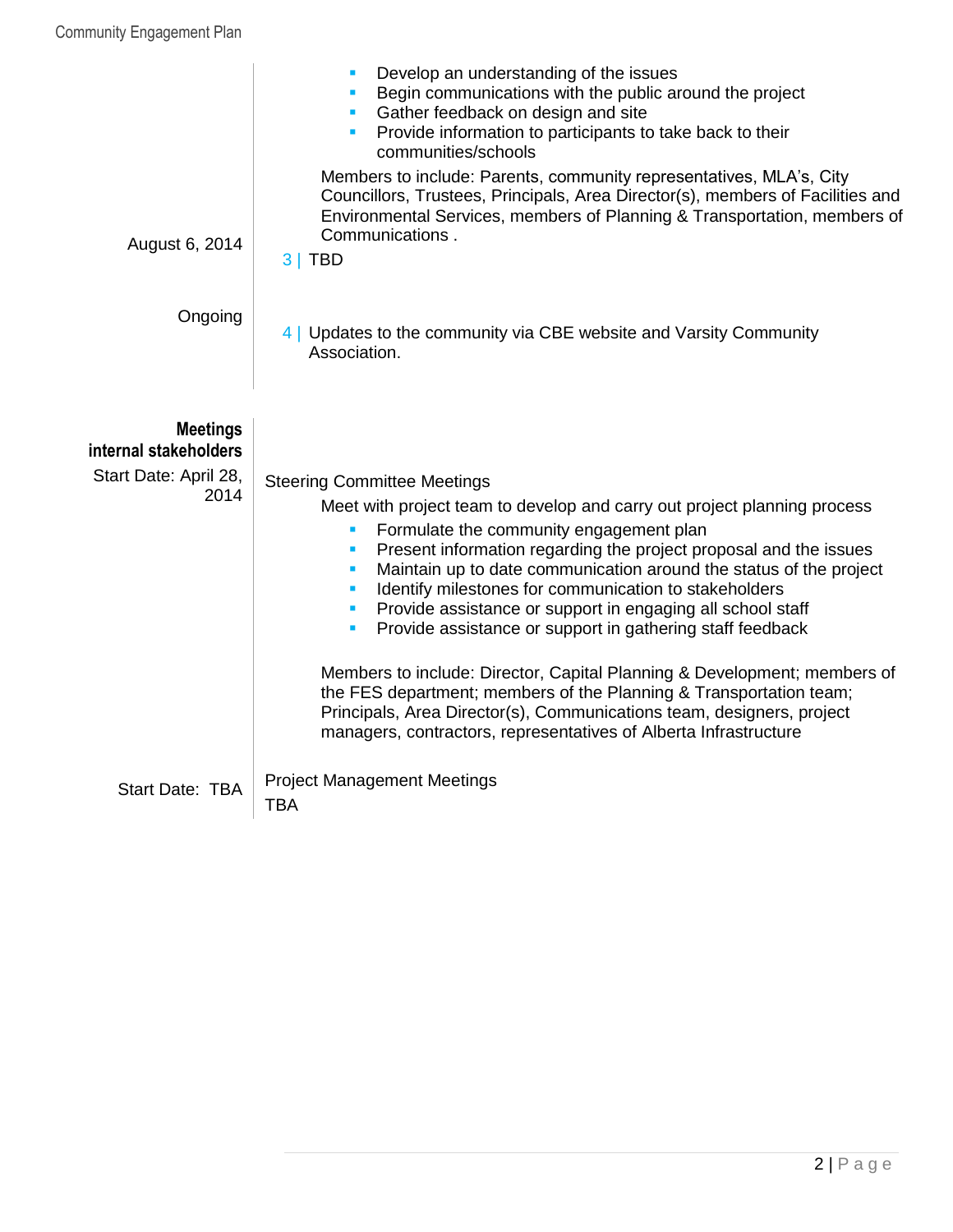- Develop an understanding of the issues
- Begin communications with the public around the project
- Gather feedback on design and site
- Provide information to participants to take back to their communities/schools

Members to include: Parents, community representatives, MLA's, City Councillors, Trustees, Principals, Area Director(s), members of Facilities and Environmental Services, members of Planning & Transportation, members of Communications .

August 6, 2014

3 | TBD

Ongoing

4 | Updates to the community via CBE website and Varsity Community Association.

**Meetings internal stakeholders**

Start Date: April 28, 2014

Steering Committee Meetings

Meet with project team to develop and carry out project planning process

- Formulate the community engagement plan
- Present information regarding the project proposal and the issues
- Maintain up to date communication around the status of the project
- Identify milestones for communication to stakeholders
- Provide assistance or support in engaging all school staff
- Provide assistance or support in gathering staff feedback

Members to include: Director, Capital Planning & Development; members of the FES department; members of the Planning & Transportation team; Principals, Area Director(s), Communications team, designers, project managers, contractors, representatives of Alberta Infrastructure

Start Date: TBA

Project Management Meetings

TBA